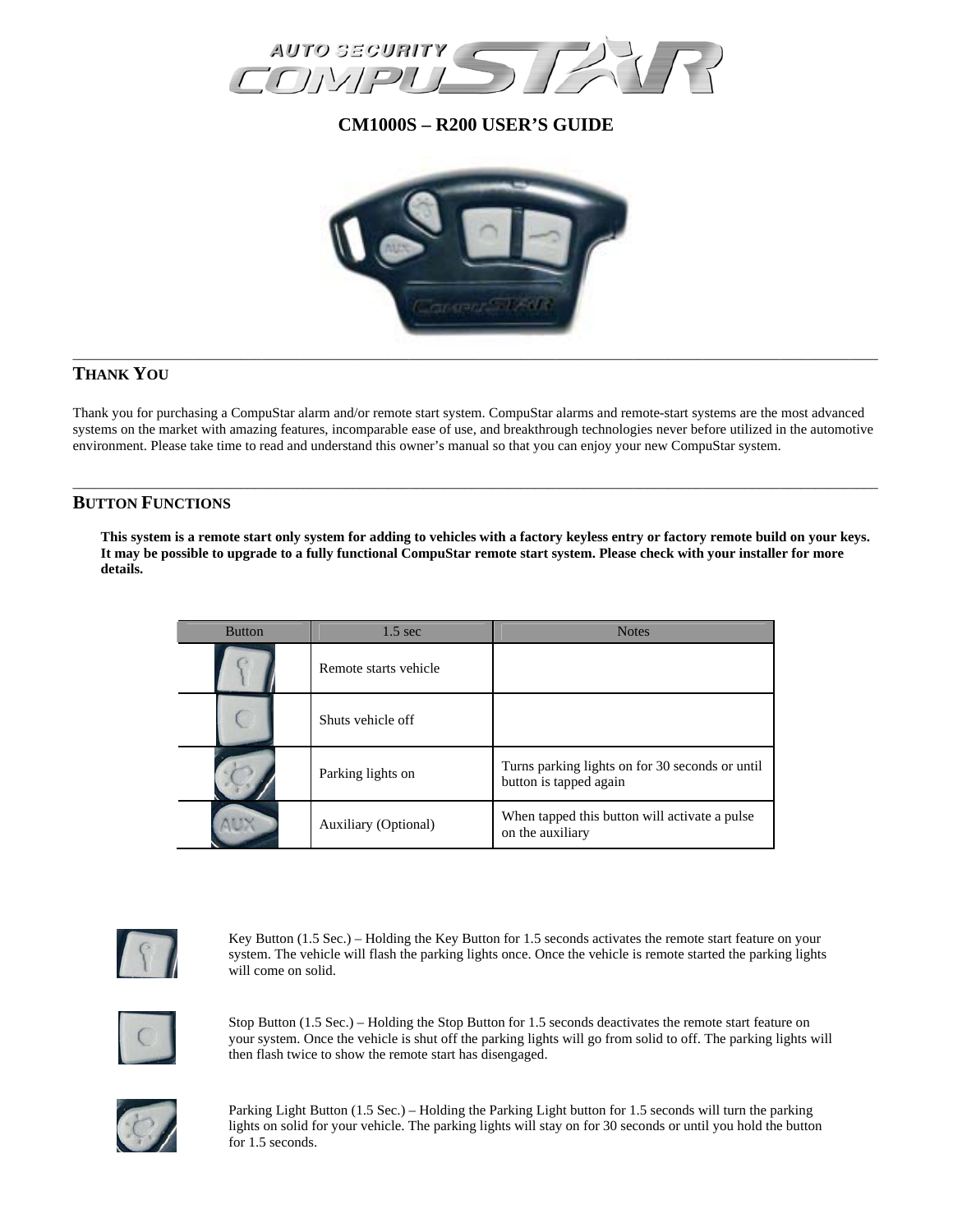# CM1000S – R200 USER'S GUIDE

## THANK YOU

Thank you for purchasing a CompuStar alarm and/or remote start system. CompuStar alarms and remote-start systems are the most advanced systems on the market with amazing features, incomparable ease of use, and breakthrough technologies never before utilized in the automotive environment. Please take time to read and understand this owner's manual so that you can enjoy your new CompuStar system.

## BUTTON FUNCTIONS

**This system is a remote start only system for adding to vehicles with a factory keyless entry or factory remote build on your keys. It may be possible to upgrade to a fully functional CompuStar remote start system. Please check with your installer for more details.**

| Button | 1.5 sec | Notes |
|---|---|---|
| | Remote starts vehicle | |
| | Shuts vehicle off | |
| | Parking lights on | Turns parking lights on for 30 seconds or until button is tapped again |
| AUX | Auxiliary (Optional) | When tapped this button will activate a pulse on the auxiliary |

Key Button (1.5 Sec.) – Holding the Key Button for 1.5 seconds activates the remote start feature on your system. The vehicle will flash the parking lights once. Once the vehicle is remote started the parking lights will come on solid.

Stop Button (1.5 Sec.) – Holding the Stop Button for 1.5 seconds deactivates the remote start feature on your system. Once the vehicle is shut off the parking lights will go from solid to off. The parking lights will then flash twice to show the remote start has disengaged.

Parking Light Button (1.5 Sec.) – Holding the Parking Light button for 1.5 seconds will turn the parking lights on solid for your vehicle. The parking lights will stay on for 30 seconds or until you hold the button for 1.5 seconds.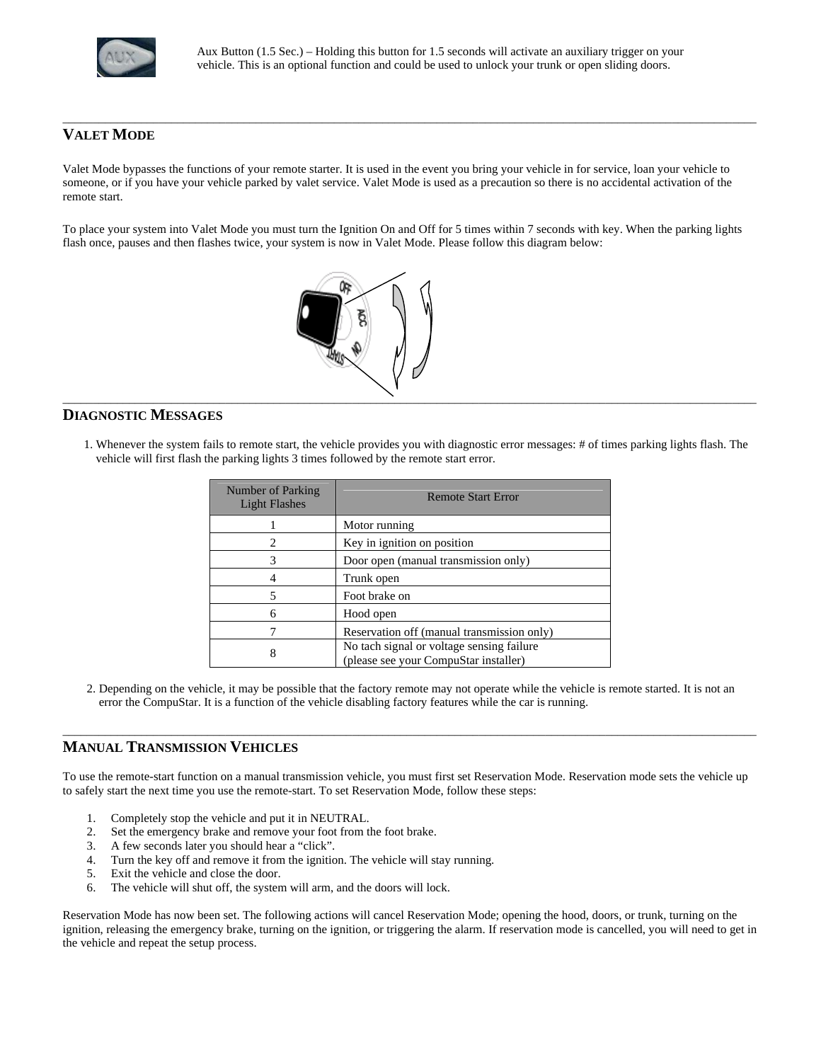Aux Button (1.5 Sec.) – Holding this button for 1.5 seconds will activate an auxiliary trigger on your vehicle. This is an optional function and could be used to unlock your trunk or open sliding doors.

---

## VALET MODE

Valet Mode bypasses the functions of your remote starter. It is used in the event you bring your vehicle in for service, loan your vehicle to someone, or if you have your vehicle parked by valet service. Valet Mode is used as a precaution so there is no accidental activation of the remote start.

To place your system into Valet Mode you must turn the Ignition On and Off for 5 times within 7 seconds with key. When the parking lights flash once, pauses and then flashes twice, your system is now in Valet Mode. Please follow this diagram below:

---

## DIAGNOSTIC MESSAGES

1. Whenever the system fails to remote start, the vehicle provides you with diagnostic error messages: # of times parking lights flash. The vehicle will first flash the parking lights 3 times followed by the remote start error.

| Number of Parking Light Flashes | Remote Start Error |
|---|---|
| 1 | Motor running |
| 2 | Key in ignition on position |
| 3 | Door open (manual transmission only) |
| 4 | Trunk open |
| 5 | Foot brake on |
| 6 | Hood open |
| 7 | Reservation off (manual transmission only) |
| 8 | No tach signal or voltage sensing failure (please see your CompuStar installer) |

2. Depending on the vehicle, it may be possible that the factory remote may not operate while the vehicle is remote started. It is not an error the CompuStar. It is a function of the vehicle disabling factory features while the car is running.

---

## MANUAL TRANSMISSION VEHICLES

To use the remote-start function on a manual transmission vehicle, you must first set Reservation Mode. Reservation mode sets the vehicle up to safely start the next time you use the remote-start. To set Reservation Mode, follow these steps:

1. Completely stop the vehicle and put it in NEUTRAL.
2. Set the emergency brake and remove your foot from the foot brake.
3. A few seconds later you should hear a "click".
4. Turn the key off and remove it from the ignition. The vehicle will stay running.
5. Exit the vehicle and close the door.
6. The vehicle will shut off, the system will arm, and the doors will lock.

Reservation Mode has now been set. The following actions will cancel Reservation Mode; opening the hood, doors, or trunk, turning on the ignition, releasing the emergency brake, turning on the ignition, or triggering the alarm. If reservation mode is cancelled, you will need to get in the vehicle and repeat the setup process.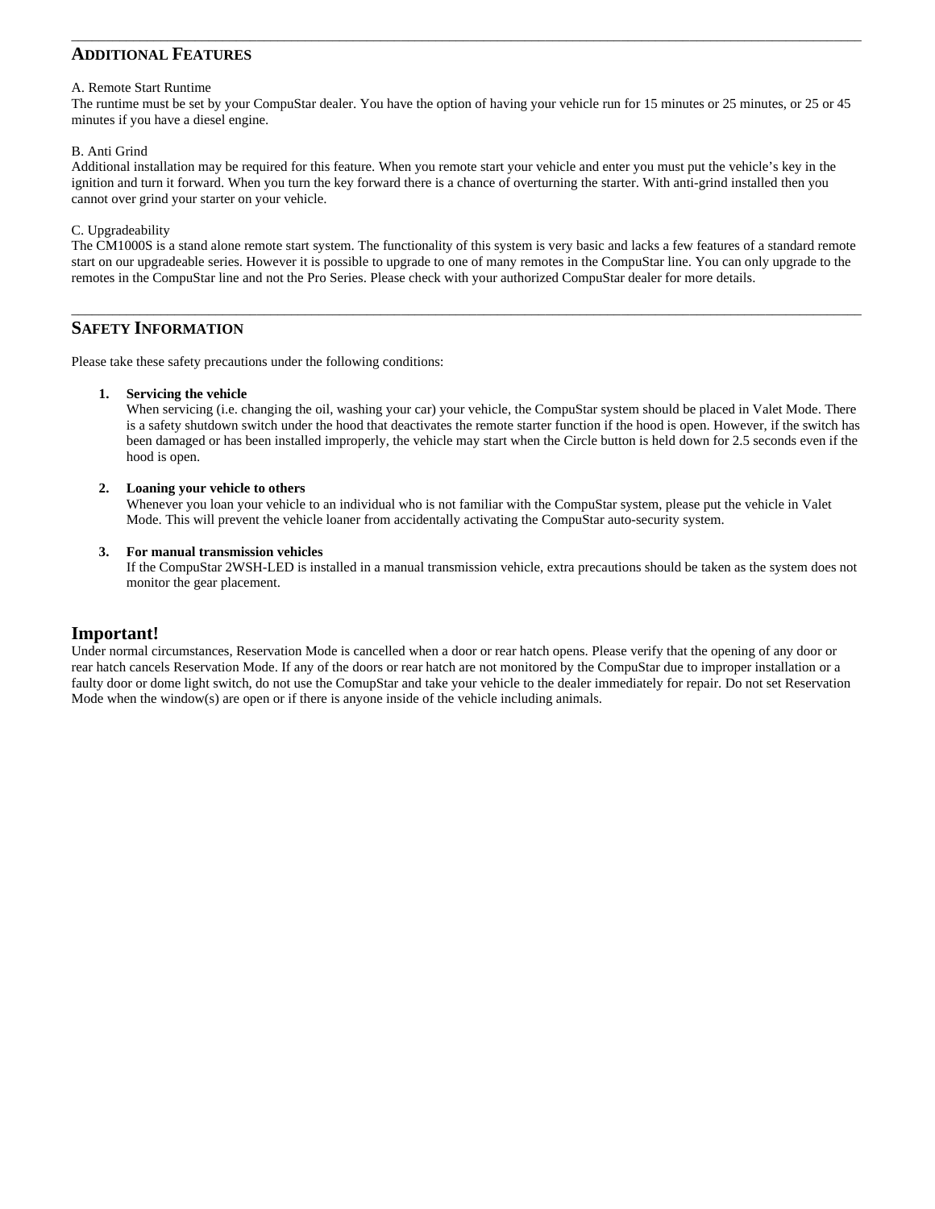## ADDITIONAL FEATURES

A. Remote Start Runtime
The runtime must be set by your CompuStar dealer. You have the option of having your vehicle run for 15 minutes or 25 minutes, or 25 or 45 minutes if you have a diesel engine.

B. Anti Grind
Additional installation may be required for this feature. When you remote start your vehicle and enter you must put the vehicle's key in the ignition and turn it forward. When you turn the key forward there is a chance of overturning the starter. With anti-grind installed then you cannot over grind your starter on your vehicle.

C. Upgradeability
The CM1000S is a stand alone remote start system. The functionality of this system is very basic and lacks a few features of a standard remote start on our upgradeable series. However it is possible to upgrade to one of many remotes in the CompuStar line. You can only upgrade to the remotes in the CompuStar line and not the Pro Series. Please check with your authorized CompuStar dealer for more details.

## SAFETY INFORMATION

Please take these safety precautions under the following conditions:

1. **Servicing the vehicle**
   When servicing (i.e. changing the oil, washing your car) your vehicle, the CompuStar system should be placed in Valet Mode. There is a safety shutdown switch under the hood that deactivates the remote starter function if the hood is open. However, if the switch has been damaged or has been installed improperly, the vehicle may start when the Circle button is held down for 2.5 seconds even if the hood is open.

2. **Loaning your vehicle to others**
   Whenever you loan your vehicle to an individual who is not familiar with the CompuStar system, please put the vehicle in Valet Mode. This will prevent the vehicle loaner from accidentally activating the CompuStar auto-security system.

3. **For manual transmission vehicles**
   If the CompuStar 2WSH-LED is installed in a manual transmission vehicle, extra precautions should be taken as the system does not monitor the gear placement.

## Important!

Under normal circumstances, Reservation Mode is cancelled when a door or rear hatch opens. Please verify that the opening of any door or rear hatch cancels Reservation Mode. If any of the doors or rear hatch are not monitored by the CompuStar due to improper installation or a faulty door or dome light switch, do not use the ComupStar and take your vehicle to the dealer immediately for repair. Do not set Reservation Mode when the window(s) are open or if there is anyone inside of the vehicle including animals.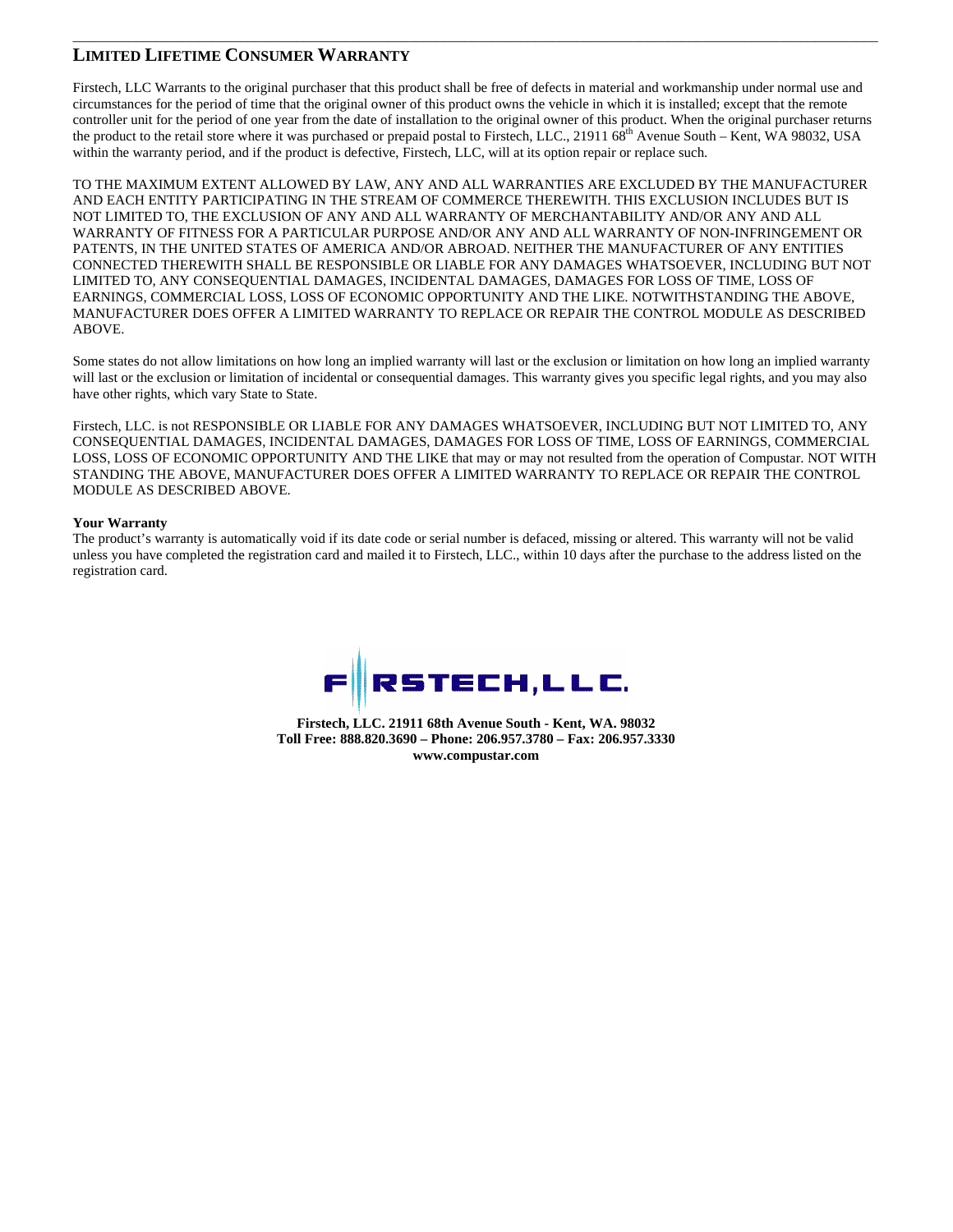## LIMITED LIFETIME CONSUMER WARRANTY

Firstech, LLC Warrants to the original purchaser that this product shall be free of defects in material and workmanship under normal use and circumstances for the period of time that the original owner of this product owns the vehicle in which it is installed; except that the remote controller unit for the period of one year from the date of installation to the original owner of this product. When the original purchaser returns the product to the retail store where it was purchased or prepaid postal to Firstech, LLC., 21911 68th Avenue South – Kent, WA 98032, USA within the warranty period, and if the product is defective, Firstech, LLC, will at its option repair or replace such.

TO THE MAXIMUM EXTENT ALLOWED BY LAW, ANY AND ALL WARRANTIES ARE EXCLUDED BY THE MANUFACTURER AND EACH ENTITY PARTICIPATING IN THE STREAM OF COMMERCE THEREWITH. THIS EXCLUSION INCLUDES BUT IS NOT LIMITED TO, THE EXCLUSION OF ANY AND ALL WARRANTY OF MERCHANTABILITY AND/OR ANY AND ALL WARRANTY OF FITNESS FOR A PARTICULAR PURPOSE AND/OR ANY AND ALL WARRANTY OF NON-INFRINGEMENT OR PATENTS, IN THE UNITED STATES OF AMERICA AND/OR ABROAD. NEITHER THE MANUFACTURER OF ANY ENTITIES CONNECTED THEREWITH SHALL BE RESPONSIBLE OR LIABLE FOR ANY DAMAGES WHATSOEVER, INCLUDING BUT NOT LIMITED TO, ANY CONSEQUENTIAL DAMAGES, INCIDENTAL DAMAGES, DAMAGES FOR LOSS OF TIME, LOSS OF EARNINGS, COMMERCIAL LOSS, LOSS OF ECONOMIC OPPORTUNITY AND THE LIKE. NOTWITHSTANDING THE ABOVE, MANUFACTURER DOES OFFER A LIMITED WARRANTY TO REPLACE OR REPAIR THE CONTROL MODULE AS DESCRIBED ABOVE.

Some states do not allow limitations on how long an implied warranty will last or the exclusion or limitation on how long an implied warranty will last or the exclusion or limitation of incidental or consequential damages. This warranty gives you specific legal rights, and you may also have other rights, which vary State to State.

Firstech, LLC. is not RESPONSIBLE OR LIABLE FOR ANY DAMAGES WHATSOEVER, INCLUDING BUT NOT LIMITED TO, ANY CONSEQUENTIAL DAMAGES, INCIDENTAL DAMAGES, DAMAGES FOR LOSS OF TIME, LOSS OF EARNINGS, COMMERCIAL LOSS, LOSS OF ECONOMIC OPPORTUNITY AND THE LIKE that may or may not resulted from the operation of Compustar. NOT WITH STANDING THE ABOVE, MANUFACTURER DOES OFFER A LIMITED WARRANTY TO REPLACE OR REPAIR THE CONTROL MODULE AS DESCRIBED ABOVE.

**Your Warranty**

The product's warranty is automatically void if its date code or serial number is defaced, missing or altered. This warranty will not be valid unless you have completed the registration card and mailed it to Firstech, LLC., within 10 days after the purchase to the address listed on the registration card.

FIRSTECH, LLC.

**Firstech, LLC. 21911 68th Avenue South - Kent, WA. 98032**
**Toll Free: 888.820.3690 – Phone: 206.957.3780 – Fax: 206.957.3330**
**www.compustar.com**